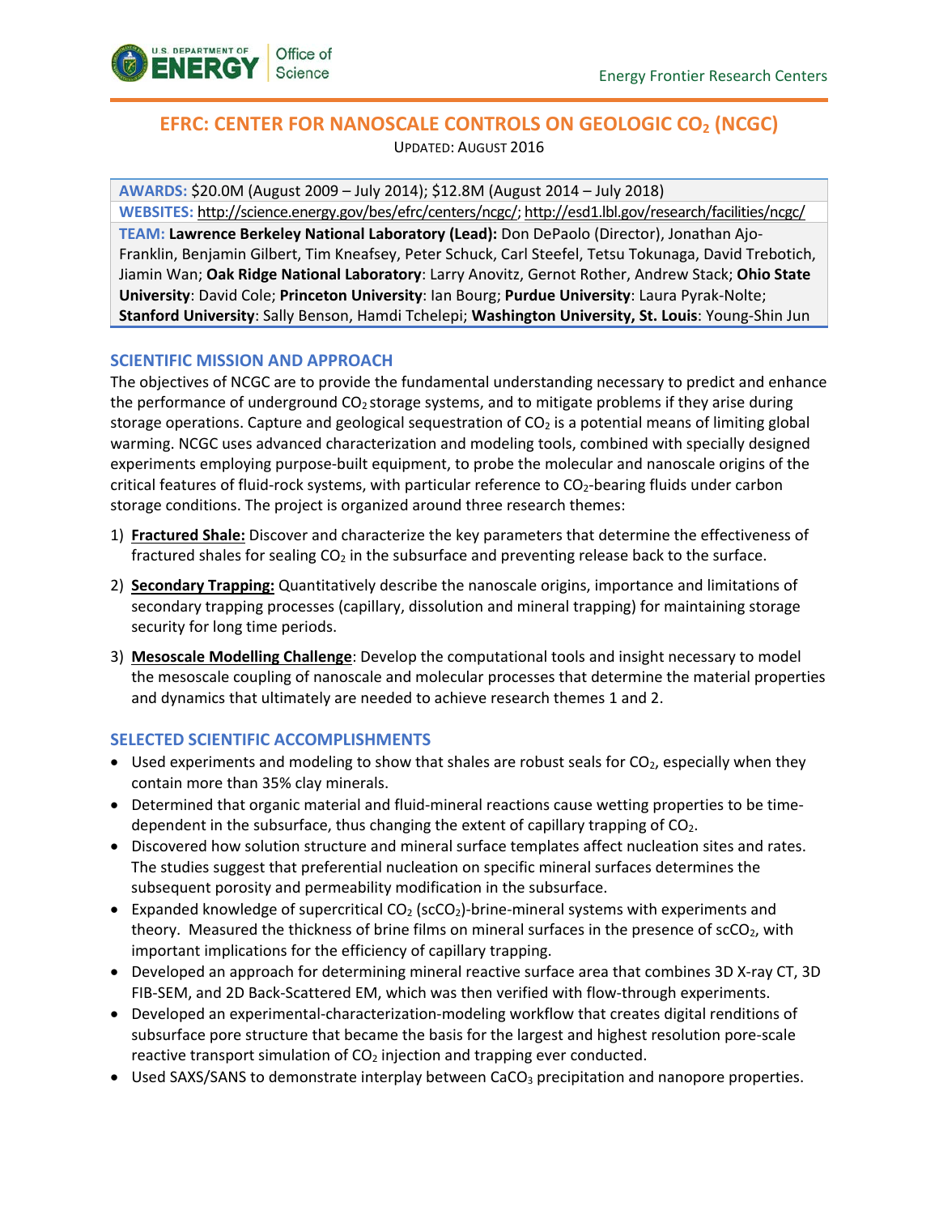Energy Frontier Research Centers

# EFRC: CENTER FOR NANOSCALE CONTROLS ON GEOLOGIC $CO_2$ (NCGC)

UPDATED: AUGUST 2016

**AWARDS:** $20.0M (August 2009 – July 2014); $12.8M (August 2014 – July 2018)

**WEBSITES:** http://science.energy.gov/bes/efrc/centers/ncgc/; http://esd1.lbl.gov/research/facilities/ncgc/

**TEAM:** **Lawrence Berkeley National Laboratory (Lead):** Don DePaolo (Director), Jonathan Ajo-Franklin, Benjamin Gilbert, Tim Kneafsey, Peter Schuck, Carl Steefel, Tetsu Tokunaga, David Trebotich, Jiamin Wan; **Oak Ridge National Laboratory**: Larry Anovitz, Gernot Rother, Andrew Stack; **Ohio State University**: David Cole; **Princeton University**: Ian Bourg; **Purdue University**: Laura Pyrak-Nolte; **Stanford University**: Sally Benson, Hamdi Tchelepi; **Washington University, St. Louis**: Young-Shin Jun

## SCIENTIFIC MISSION AND APPROACH

The objectives of NCGC are to provide the fundamental understanding necessary to predict and enhance the performance of underground $CO_2$ storage systems, and to mitigate problems if they arise during storage operations. Capture and geological sequestration of $CO_2$ is a potential means of limiting global warming. NCGC uses advanced characterization and modeling tools, combined with specially designed experiments employing purpose-built equipment, to probe the molecular and nanoscale origins of the critical features of fluid-rock systems, with particular reference to $CO_2$-bearing fluids under carbon storage conditions. The project is organized around three research themes:

1) **Fractured Shale:** Discover and characterize the key parameters that determine the effectiveness of fractured shales for sealing $CO_2$ in the subsurface and preventing release back to the surface.
2) **Secondary Trapping:** Quantitatively describe the nanoscale origins, importance and limitations of secondary trapping processes (capillary, dissolution and mineral trapping) for maintaining storage security for long time periods.
3) **Mesoscale Modelling Challenge**: Develop the computational tools and insight necessary to model the mesoscale coupling of nanoscale and molecular processes that determine the material properties and dynamics that ultimately are needed to achieve research themes 1 and 2.

## SELECTED SCIENTIFIC ACCOMPLISHMENTS

- Used experiments and modeling to show that shales are robust seals for $CO_2$, especially when they contain more than 35% clay minerals.
- Determined that organic material and fluid-mineral reactions cause wetting properties to be time-dependent in the subsurface, thus changing the extent of capillary trapping of $CO_2$.
- Discovered how solution structure and mineral surface templates affect nucleation sites and rates. The studies suggest that preferential nucleation on specific mineral surfaces determines the subsequent porosity and permeability modification in the subsurface.
- Expanded knowledge of supercritical $CO_2$ ($scCO_2$)-brine-mineral systems with experiments and theory. Measured the thickness of brine films on mineral surfaces in the presence of $scCO_2$, with important implications for the efficiency of capillary trapping.
- Developed an approach for determining mineral reactive surface area that combines 3D X-ray CT, 3D FIB-SEM, and 2D Back-Scattered EM, which was then verified with flow-through experiments.
- Developed an experimental-characterization-modeling workflow that creates digital renditions of subsurface pore structure that became the basis for the largest and highest resolution pore-scale reactive transport simulation of $CO_2$ injection and trapping ever conducted.
- Used SAXS/SANS to demonstrate interplay between $CaCO_3$ precipitation and nanopore properties.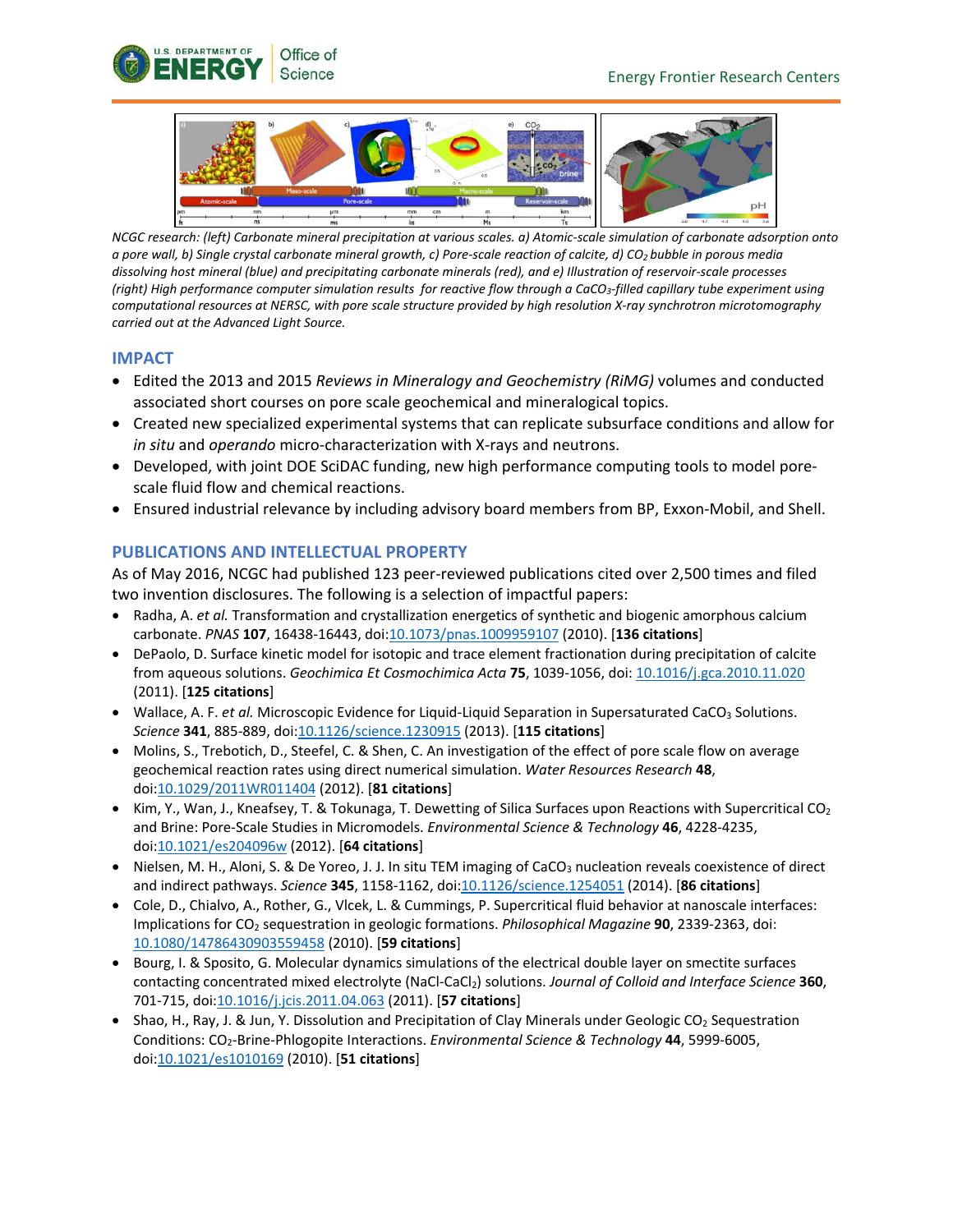*NCGC research: (left) Carbonate mineral precipitation at various scales. a) Atomic-scale simulation of carbonate adsorption onto a pore wall, b) Single crystal carbonate mineral growth, c) Pore-scale reaction of calcite, d) $CO_2$ bubble in porous media dissolving host mineral (blue) and precipitating carbonate minerals (red), and e) Illustration of reservoir-scale processes (right) High performance computer simulation results for reactive flow through a $CaCO_3$-filled capillary tube experiment using computational resources at NERSC, with pore scale structure provided by high resolution X-ray synchrotron microtomography carried out at the Advanced Light Source.*

## IMPACT

- Edited the 2013 and 2015 *Reviews in Mineralogy and Geochemistry (RiMG)* volumes and conducted associated short courses on pore scale geochemical and mineralogical topics.
- Created new specialized experimental systems that can replicate subsurface conditions and allow for *in situ* and *operando* micro-characterization with X-rays and neutrons.
- Developed, with joint DOE SciDAC funding, new high performance computing tools to model pore-scale fluid flow and chemical reactions.
- Ensured industrial relevance by including advisory board members from BP, Exxon-Mobil, and Shell.

## PUBLICATIONS AND INTELLECTUAL PROPERTY

As of May 2016, NCGC had published 123 peer-reviewed publications cited over 2,500 times and filed two invention disclosures. The following is a selection of impactful papers:

- Radha, A. *et al.* Transformation and crystallization energetics of synthetic and biogenic amorphous calcium carbonate. *PNAS* **107**, 16438-16443, doi:10.1073/pnas.1009959107 (2010). [**136 citations**]
- DePaolo, D. Surface kinetic model for isotopic and trace element fractionation during precipitation of calcite from aqueous solutions. *Geochimica Et Cosmochimica Acta* **75**, 1039-1056, doi: 10.1016/j.gca.2010.11.020 (2011). [**125 citations**]
- Wallace, A. F. *et al.* Microscopic Evidence for Liquid-Liquid Separation in Supersaturated $CaCO_3$ Solutions. *Science* **341**, 885-889, doi:10.1126/science.1230915 (2013). [**115 citations**]
- Molins, S., Trebotich, D., Steefel, C. & Shen, C. An investigation of the effect of pore scale flow on average geochemical reaction rates using direct numerical simulation. *Water Resources Research* **48**, doi:10.1029/2011WR011404 (2012). [**81 citations**]
- Kim, Y., Wan, J., Kneafsey, T. & Tokunaga, T. Dewetting of Silica Surfaces upon Reactions with Supercritical $CO_2$ and Brine: Pore-Scale Studies in Micromodels. *Environmental Science & Technology* **46**, 4228-4235, doi:10.1021/es204096w (2012). [**64 citations**]
- Nielsen, M. H., Aloni, S. & De Yoreo, J. J. In situ TEM imaging of $CaCO_3$ nucleation reveals coexistence of direct and indirect pathways. *Science* **345**, 1158-1162, doi:10.1126/science.1254051 (2014). [**86 citations**]
- Cole, D., Chialvo, A., Rother, G., Vlcek, L. & Cummings, P. Supercritical fluid behavior at nanoscale interfaces: Implications for $CO_2$ sequestration in geologic formations. *Philosophical Magazine* **90**, 2339-2363, doi: 10.1080/14786430903559458 (2010). [**59 citations**]
- Bourg, I. & Sposito, G. Molecular dynamics simulations of the electrical double layer on smectite surfaces contacting concentrated mixed electrolyte (NaCl-$CaCl_2$) solutions. *Journal of Colloid and Interface Science* **360**, 701-715, doi:10.1016/j.jcis.2011.04.063 (2011). [**57 citations**]
- Shao, H., Ray, J. & Jun, Y. Dissolution and Precipitation of Clay Minerals under Geologic $CO_2$ Sequestration Conditions: $CO_2$-Brine-Phlogopite Interactions. *Environmental Science & Technology* **44**, 5999-6005, doi:10.1021/es1010169 (2010). [**51 citations**]